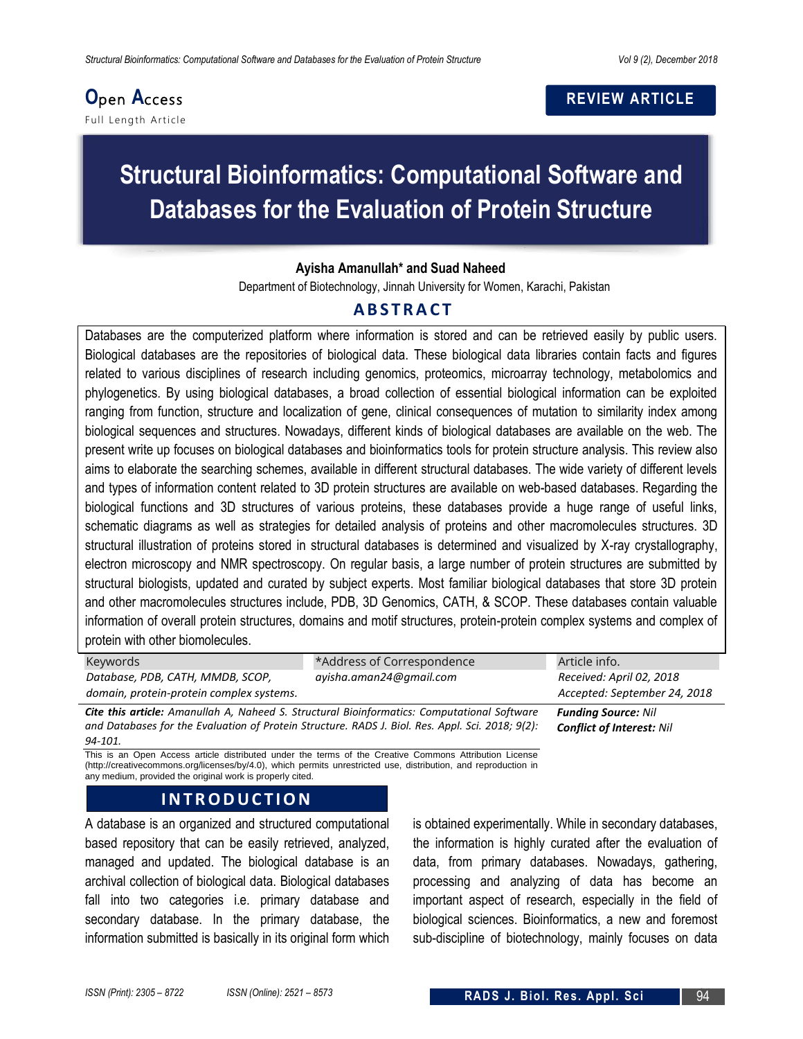Open Access

Full Length Article

**REVIEW ARTICLE**

# Structural Bioinformatics: Computational Software and Databases for the Evaluation of Protein Structure

**Ayisha Amanullah\* and Suad Naheed**

Department of Biotechnology, Jinnah University for Women, Karachi, Pakistan

## ABSTRACT

Databases are the computerized platform where information is stored and can be retrieved easily by public users. Biological databases are the repositories of biological data. These biological data libraries contain facts and figures related to various disciplines of research including genomics, proteomics, microarray technology, metabolomics and phylogenetics. By using biological databases, a broad collection of essential biological information can be exploited ranging from function, structure and localization of gene, clinical consequences of mutation to similarity index among biological sequences and structures. Nowadays, different kinds of biological databases are available on the web. The present write up focuses on biological databases and bioinformatics tools for protein structure analysis. This review also aims to elaborate the searching schemes, available in different structural databases. The wide variety of different levels and types of information content related to 3D protein structures are available on web-based databases. Regarding the biological functions and 3D structures of various proteins, these databases provide a huge range of useful links, schematic diagrams as well as strategies for detailed analysis of proteins and other macromolecules structures. 3D structural illustration of proteins stored in structural databases is determined and visualized by X-ray crystallography, electron microscopy and NMR spectroscopy. On regular basis, a large number of protein structures are submitted by structural biologists, updated and curated by subject experts. Most familiar biological databases that store 3D protein and other macromolecules structures include, PDB, 3D Genomics, CATH, & SCOP. These databases contain valuable information of overall protein structures, domains and motif structures, protein-protein complex systems and complex of protein with other biomolecules.

| Keywords | *Address of Correspondence | Article info. |
|---|---|---|
| *Database, PDB, CATH, MMDB, SCOP, domain, protein-protein complex systems.* | *ayisha.aman24@gmail.com* | *Received: April 02, 2018* *Accepted: September 24, 2018* |

***Cite this article:*** *Amanullah A, Naheed S. Structural Bioinformatics: Computational Software and Databases for the Evaluation of Protein Structure. RADS J. Biol. Res. Appl. Sci. 2018; 9(2): 94-101.*

***Funding Source:*** *Nil*
***Conflict of Interest:*** *Nil*

This is an Open Access article distributed under the terms of the Creative Commons Attribution License (http://creativecommons.org/licenses/by/4.0), which permits unrestricted use, distribution, and reproduction in any medium, provided the original work is properly cited.

## INTRODUCTION

A database is an organized and structured computational based repository that can be easily retrieved, analyzed, managed and updated. The biological database is an archival collection of biological data. Biological databases fall into two categories i.e. primary database and secondary database. In the primary database, the information submitted is basically in its original form which is obtained experimentally. While in secondary databases, the information is highly curated after the evaluation of data, from primary databases. Nowadays, gathering, processing and analyzing of data has become an important aspect of research, especially in the field of biological sciences. Bioinformatics, a new and foremost sub-discipline of biotechnology, mainly focuses on data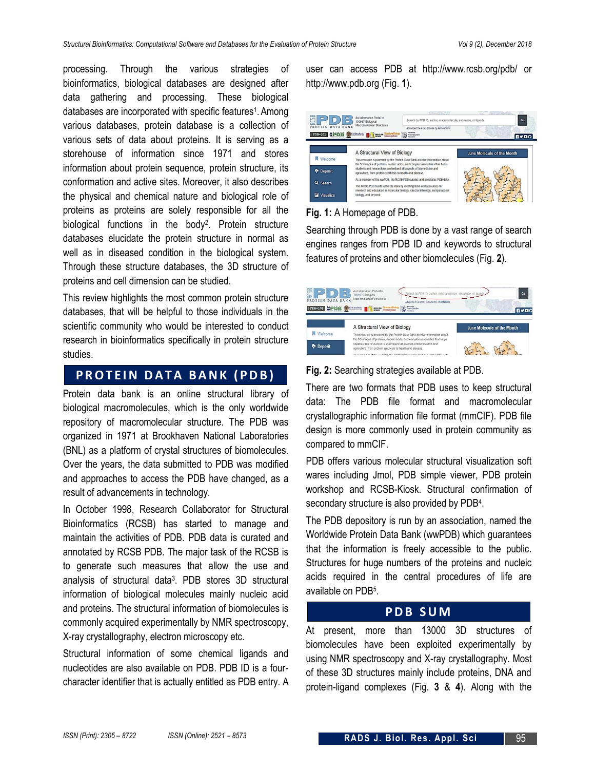processing. Through the various strategies of bioinformatics, biological databases are designed after data gathering and processing. These biological databases are incorporated with specific features[1]. Among various databases, protein database is a collection of various sets of data about proteins. It is serving as a storehouse of information since 1971 and stores information about protein sequence, protein structure, its conformation and active sites. Moreover, it also describes the physical and chemical nature and biological role of proteins as proteins are solely responsible for all the biological functions in the body[2]. Protein structure databases elucidate the protein structure in normal as well as in diseased condition in the biological system. Through these structure databases, the 3D structure of proteins and cell dimension can be studied.

This review highlights the most common protein structure databases, that will be helpful to those individuals in the scientific community who would be interested to conduct research in bioinformatics specifically in protein structure studies.

## PROTEIN DATA BANK (PDB)

Protein data bank is an online structural library of biological macromolecules, which is the only worldwide repository of macromolecular structure. The PDB was organized in 1971 at Brookhaven National Laboratories (BNL) as a platform of crystal structures of biomolecules. Over the years, the data submitted to PDB was modified and approaches to access the PDB have changed, as a result of advancements in technology.

In October 1998, Research Collaborator for Structural Bioinformatics (RCSB) has started to manage and maintain the activities of PDB. PDB data is curated and annotated by RCSB PDB. The major task of the RCSB is to generate such measures that allow the use and analysis of structural data[3]. PDB stores 3D structural information of biological molecules mainly nucleic acid and proteins. The structural information of biomolecules is commonly acquired experimentally by NMR spectroscopy, X-ray crystallography, electron microscopy etc.

Structural information of some chemical ligands and nucleotides are also available on PDB. PDB ID is a four-character identifier that is actually entitled as PDB entry. A user can access PDB at http://www.rcsb.org/pdb/ or http://www.pdb.org (Fig. **1**).

**Fig. 1:** A Homepage of PDB.

Searching through PDB is done by a vast range of search engines ranges from PDB ID and keywords to structural features of proteins and other biomolecules (Fig. **2**).

**Fig. 2:** Searching strategies available at PDB.

There are two formats that PDB uses to keep structural data: The PDB file format and macromolecular crystallographic information file format (mmCIF). PDB file design is more commonly used in protein community as compared to mmCIF.

PDB offers various molecular structural visualization soft wares including Jmol, PDB simple viewer, PDB protein workshop and RCSB-Kiosk. Structural confirmation of secondary structure is also provided by PDB[4].

The PDB depository is run by an association, named the Worldwide Protein Data Bank (wwPDB) which guarantees that the information is freely accessible to the public. Structures for huge numbers of the proteins and nucleic acids required in the central procedures of life are available on PDB[5].

## PDB SUM

At present, more than 13000 3D structures of biomolecules have been exploited experimentally by using NMR spectroscopy and X-ray crystallography. Most of these 3D structures mainly include proteins, DNA and protein-ligand complexes (Fig. **3** & **4**). Along with the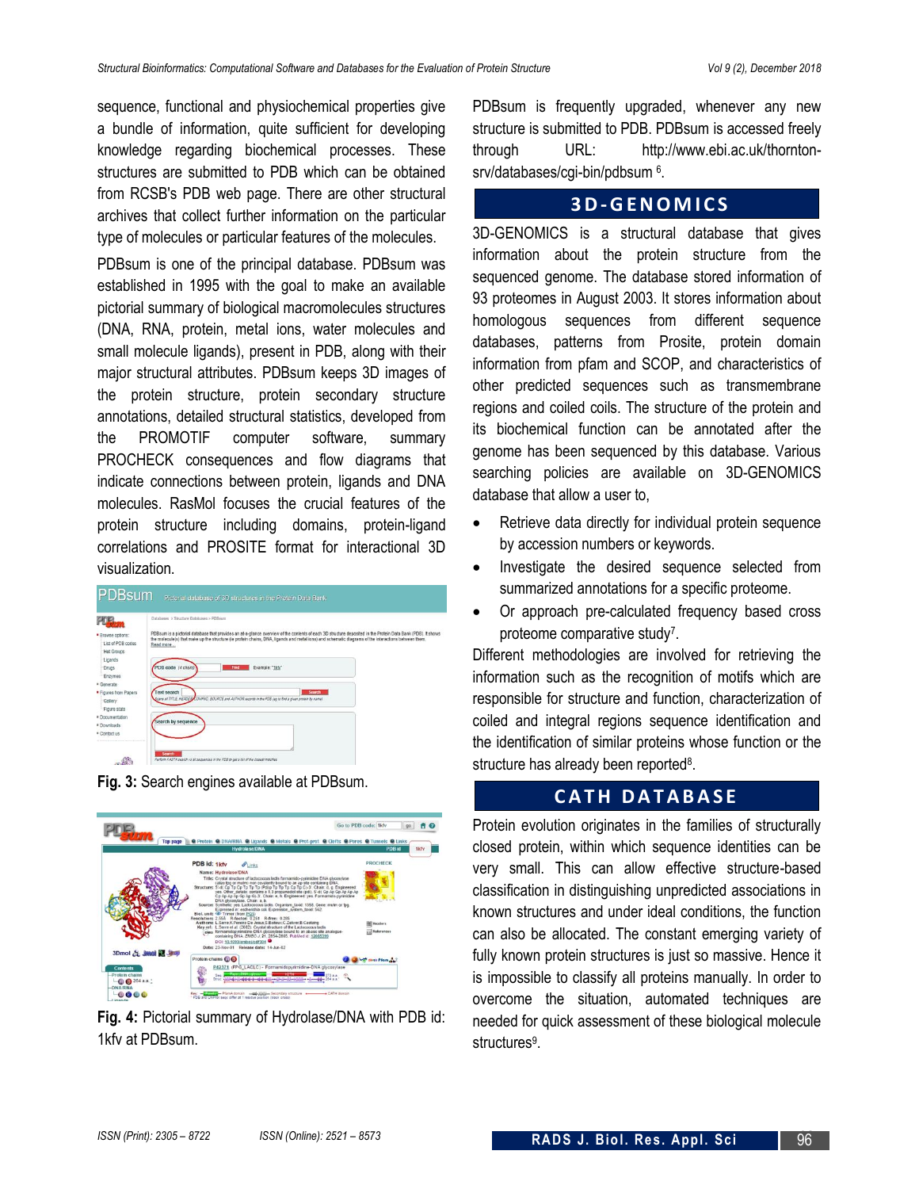sequence, functional and physiochemical properties give a bundle of information, quite sufficient for developing knowledge regarding biochemical processes. These structures are submitted to PDB which can be obtained from RCSB's PDB web page. There are other structural archives that collect further information on the particular type of molecules or particular features of the molecules.

PDBsum is one of the principal database. PDBsum was established in 1995 with the goal to make an available pictorial summary of biological macromolecules structures (DNA, RNA, protein, metal ions, water molecules and small molecule ligands), present in PDB, along with their major structural attributes. PDBsum keeps 3D images of the protein structure, protein secondary structure annotations, detailed structural statistics, developed from the PROMOTIF computer software, summary PROCHECK consequences and flow diagrams that indicate connections between protein, ligands and DNA molecules. RasMol focuses the crucial features of the protein structure including domains, protein-ligand correlations and PROSITE format for interactional 3D visualization.

Fig. 3: Search engines available at PDBsum.

Fig. 4: Pictorial summary of Hydrolase/DNA with PDB id: 1kfv at PDBsum.

PDBsum is frequently upgraded, whenever any new structure is submitted to PDB. PDBsum is accessed freely through URL: http://www.ebi.ac.uk/thornton-srv/databases/cgi-bin/pdbsum [6].

## 3D-GENOMICS

3D-GENOMICS is a structural database that gives information about the protein structure from the sequenced genome. The database stored information of 93 proteomes in August 2003. It stores information about homologous sequences from different sequence databases, patterns from Prosite, protein domain information from pfam and SCOP, and characteristics of other predicted sequences such as transmembrane regions and coiled coils. The structure of the protein and its biochemical function can be annotated after the genome has been sequenced by this database. Various searching policies are available on 3D-GENOMICS database that allow a user to,

- Retrieve data directly for individual protein sequence by accession numbers or keywords.
- Investigate the desired sequence selected from summarized annotations for a specific proteome.
- Or approach pre-calculated frequency based cross proteome comparative study[7].

Different methodologies are involved for retrieving the information such as the recognition of motifs which are responsible for structure and function, characterization of coiled and integral regions sequence identification and the identification of similar proteins whose function or the structure has already been reported[8].

## CATH DATABASE

Protein evolution originates in the families of structurally closed protein, within which sequence identities can be very small. This can allow effective structure-based classification in distinguishing unpredicted associations in known structures and under ideal conditions, the function can also be allocated. The constant emerging variety of fully known protein structures is just so massive. Hence it is impossible to classify all proteins manually. In order to overcome the situation, automated techniques are needed for quick assessment of these biological molecule structures[9].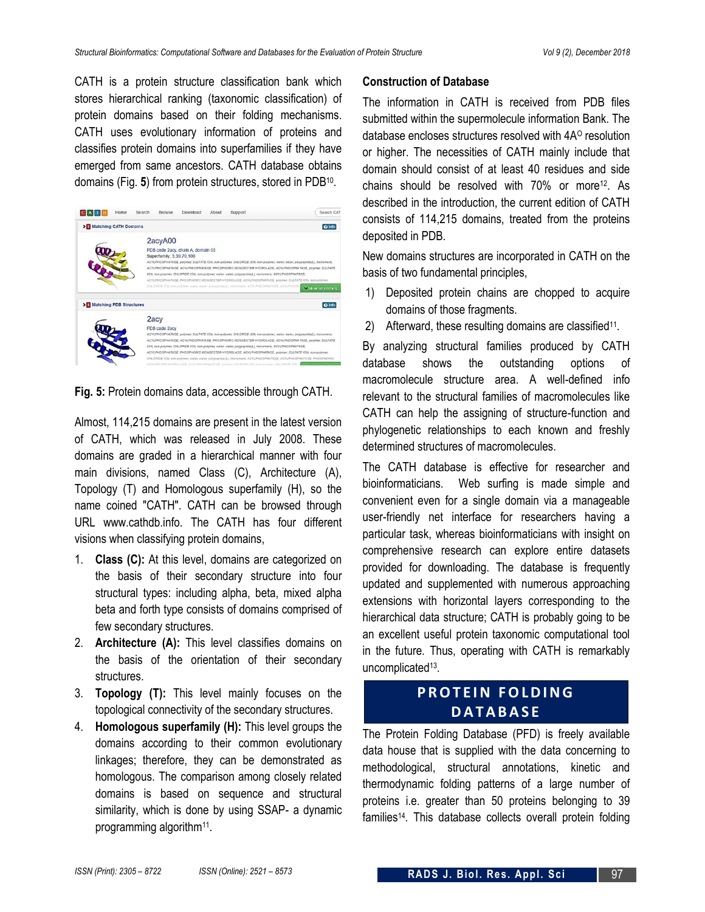CATH is a protein structure classification bank which stores hierarchical ranking (taxonomic classification) of protein domains based on their folding mechanisms. CATH uses evolutionary information of proteins and classifies protein domains into superfamilies if they have emerged from same ancestors. CATH database obtains domains (Fig. **5**) from protein structures, stored in PDB[10].

**Fig. 5:** Protein domains data, accessible through CATH.

Almost, 114,215 domains are present in the latest version of CATH, which was released in July 2008. These domains are graded in a hierarchical manner with four main divisions, named Class (C), Architecture (A), Topology (T) and Homologous superfamily (H), so the name coined "CATH". CATH can be browsed through URL www.cathdb.info. The CATH has four different visions when classifying protein domains,

1. **Class (C):** At this level, domains are categorized on the basis of their secondary structure into four structural types: including alpha, beta, mixed alpha beta and forth type consists of domains comprised of few secondary structures.
2. **Architecture (A):** This level classifies domains on the basis of the orientation of their secondary structures.
3. **Topology (T):** This level mainly focuses on the topological connectivity of the secondary structures.
4. **Homologous superfamily (H):** This level groups the domains according to their common evolutionary linkages; therefore, they can be demonstrated as homologous. The comparison among closely related domains is based on sequence and structural similarity, which is done by using SSAP- a dynamic programming algorithm[11].

### Construction of Database

The information in CATH is received from PDB files submitted within the supermolecule information Bank. The database encloses structures resolved with 4A$^{O}$ resolution or higher. The necessities of CATH mainly include that domain should consist of at least 40 residues and side chains should be resolved with 70% or more[12]. As described in the introduction, the current edition of CATH consists of 114,215 domains, treated from the proteins deposited in PDB.

New domains structures are incorporated in CATH on the basis of two fundamental principles,

1) Deposited protein chains are chopped to acquire domains of those fragments.
2) Afterward, these resulting domains are classified[11].

By analyzing structural families produced by CATH database shows the outstanding options of macromolecule structure area. A well-defined info relevant to the structural families of macromolecules like CATH can help the assigning of structure-function and phylogenetic relationships to each known and freshly determined structures of macromolecules.

The CATH database is effective for researcher and bioinformaticians. Web surfing is made simple and convenient even for a single domain via a manageable user-friendly net interface for researchers having a particular task, whereas bioinformaticians with insight on comprehensive research can explore entire datasets provided for downloading. The database is frequently updated and supplemented with numerous approaching extensions with horizontal layers corresponding to the hierarchical data structure; CATH is probably going to be an excellent useful protein taxonomic computational tool in the future. Thus, operating with CATH is remarkably uncomplicated[13].

## PROTEIN FOLDING DATABASE

The Protein Folding Database (PFD) is freely available data house that is supplied with the data concerning to methodological, structural annotations, kinetic and thermodynamic folding patterns of a large number of proteins i.e. greater than 50 proteins belonging to 39 families[14]. This database collects overall protein folding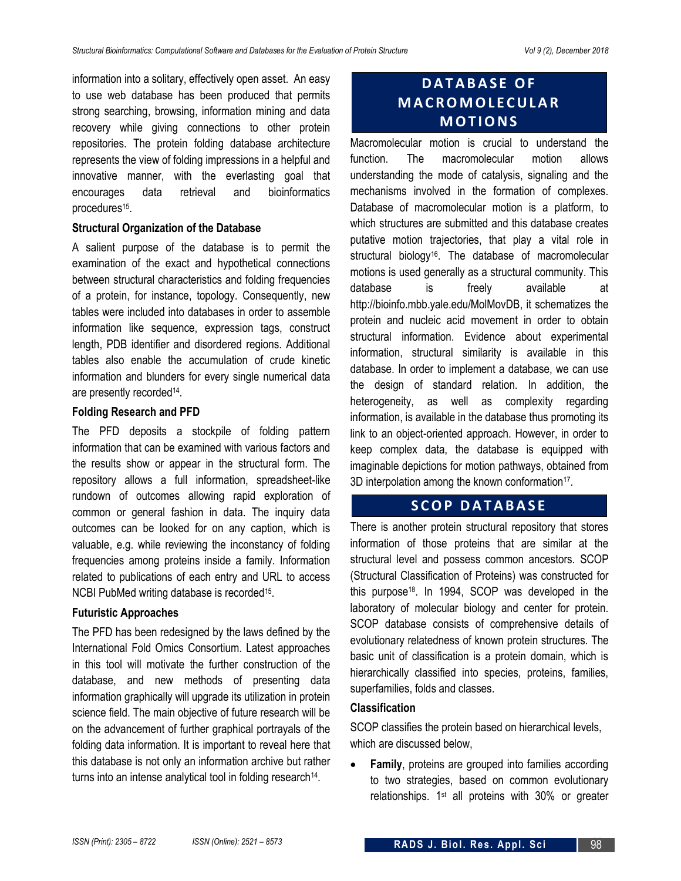information into a solitary, effectively open asset. An easy to use web database has been produced that permits strong searching, browsing, information mining and data recovery while giving connections to other protein repositories. The protein folding database architecture represents the view of folding impressions in a helpful and innovative manner, with the everlasting goal that encourages data retrieval and bioinformatics procedures[15].

### Structural Organization of the Database

A salient purpose of the database is to permit the examination of the exact and hypothetical connections between structural characteristics and folding frequencies of a protein, for instance, topology. Consequently, new tables were included into databases in order to assemble information like sequence, expression tags, construct length, PDB identifier and disordered regions. Additional tables also enable the accumulation of crude kinetic information and blunders for every single numerical data are presently recorded[14].

### Folding Research and PFD

The PFD deposits a stockpile of folding pattern information that can be examined with various factors and the results show or appear in the structural form. The repository allows a full information, spreadsheet-like rundown of outcomes allowing rapid exploration of common or general fashion in data. The inquiry data outcomes can be looked for on any caption, which is valuable, e.g. while reviewing the inconstancy of folding frequencies among proteins inside a family. Information related to publications of each entry and URL to access NCBI PubMed writing database is recorded[15].

### Futuristic Approaches

The PFD has been redesigned by the laws defined by the International Fold Omics Consortium. Latest approaches in this tool will motivate the further construction of the database, and new methods of presenting data information graphically will upgrade its utilization in protein science field. The main objective of future research will be on the advancement of further graphical portrayals of the folding data information. It is important to reveal here that this database is not only an information archive but rather turns into an intense analytical tool in folding research[14].

## DATABASE OF MACROMOLECULAR MOTIONS

Macromolecular motion is crucial to understand the function. The macromolecular motion allows understanding the mode of catalysis, signaling and the mechanisms involved in the formation of complexes. Database of macromolecular motion is a platform, to which structures are submitted and this database creates putative motion trajectories, that play a vital role in structural biology[16]. The database of macromolecular motions is used generally as a structural community. This database is freely available at http://bioinfo.mbb.yale.edu/MolMovDB, it schematizes the protein and nucleic acid movement in order to obtain structural information. Evidence about experimental information, structural similarity is available in this database. In order to implement a database, we can use the design of standard relation. In addition, the heterogeneity, as well as complexity regarding information, is available in the database thus promoting its link to an object-oriented approach. However, in order to keep complex data, the database is equipped with imaginable depictions for motion pathways, obtained from 3D interpolation among the known conformation[17].

## SCOP DATABASE

There is another protein structural repository that stores information of those proteins that are similar at the structural level and possess common ancestors. SCOP (Structural Classification of Proteins) was constructed for this purpose[18]. In 1994, SCOP was developed in the laboratory of molecular biology and center for protein. SCOP database consists of comprehensive details of evolutionary relatedness of known protein structures. The basic unit of classification is a protein domain, which is hierarchically classified into species, proteins, families, superfamilies, folds and classes.

### Classification

SCOP classifies the protein based on hierarchical levels, which are discussed below,

- **Family**, proteins are grouped into families according to two strategies, based on common evolutionary relationships. 1st all proteins with 30% or greater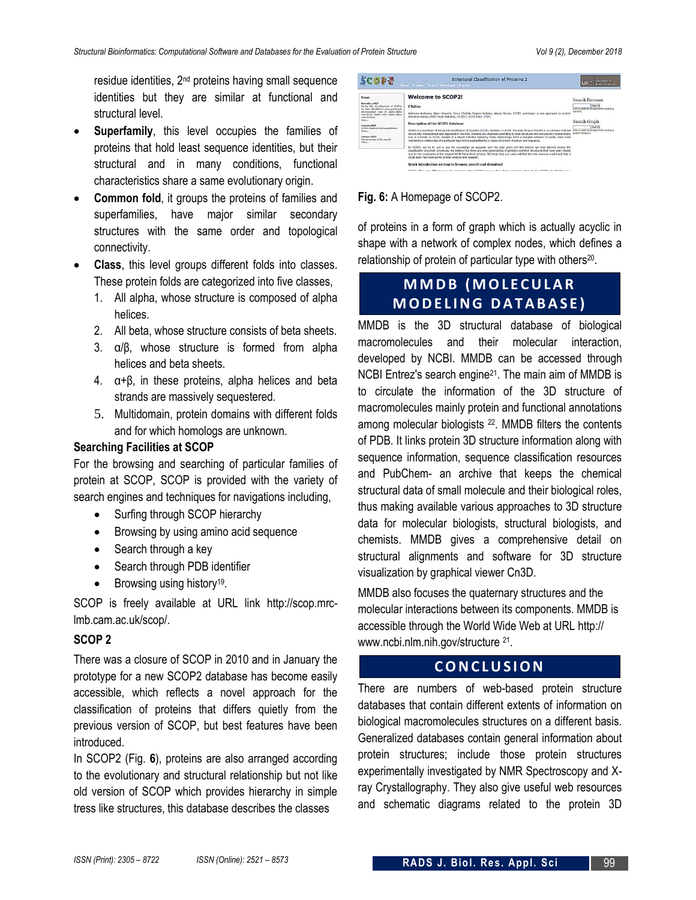residue identities, 2nd proteins having small sequence identities but they are similar at functional and structural level.

- **Superfamily**, this level occupies the families of proteins that hold least sequence identities, but their structural and in many conditions, functional characteristics share a same evolutionary origin.
- **Common fold**, it groups the proteins of families and superfamilies, have major similar secondary structures with the same order and topological connectivity.
- **Class**, this level groups different folds into classes. These protein folds are categorized into five classes,
  1. All alpha, whose structure is composed of alpha helices.
  2. All beta, whose structure consists of beta sheets.
  3. α/β, whose structure is formed from alpha helices and beta sheets.
  4. α+β, in these proteins, alpha helices and beta strands are massively sequestered.
  5. Multidomain, protein domains with different folds and for which homologs are unknown.

### Searching Facilities at SCOP

For the browsing and searching of particular families of protein at SCOP, SCOP is provided with the variety of search engines and techniques for navigations including,

- Surfing through SCOP hierarchy
- Browsing by using amino acid sequence
- Search through a key
- Search through PDB identifier
- Browsing using history[19].

SCOP is freely available at URL link http://scop.mrc-lmb.cam.ac.uk/scop/.

### SCOP 2

There was a closure of SCOP in 2010 and in January the prototype for a new SCOP2 database has become easily accessible, which reflects a novel approach for the classification of proteins that differs quietly from the previous version of SCOP, but best features have been introduced.

In SCOP2 (Fig. **6**), proteins are also arranged according to the evolutionary and structural relationship but not like old version of SCOP which provides hierarchy in simple tress like structures, this database describes the classes of proteins in a form of graph which is actually acyclic in shape with a network of complex nodes, which defines a relationship of protein of particular type with others[20].

**Fig. 6:** A Homepage of SCOP2.

## MMDB (MOLECULAR MODELING DATABASE)

MMDB is the 3D structural database of biological macromolecules and their molecular interaction, developed by NCBI. MMDB can be accessed through NCBI Entrez's search engine[21]. The main aim of MMDB is to circulate the information of the 3D structure of macromolecules mainly protein and functional annotations among molecular biologists [22]. MMDB filters the contents of PDB. It links protein 3D structure information along with sequence information, sequence classification resources and PubChem- an archive that keeps the chemical structural data of small molecule and their biological roles, thus making available various approaches to 3D structure data for molecular biologists, structural biologists, and chemists. MMDB gives a comprehensive detail on structural alignments and software for 3D structure visualization by graphical viewer Cn3D.

MMDB also focuses the quaternary structures and the molecular interactions between its components. MMDB is accessible through the World Wide Web at URL http:// www.ncbi.nlm.nih.gov/structure [21].

## CONCLUSION

There are numbers of web-based protein structure databases that contain different extents of information on biological macromolecules structures on a different basis. Generalized databases contain general information about protein structures; include those protein structures experimentally investigated by NMR Spectroscopy and X-ray Crystallography. They also give useful web resources and schematic diagrams related to the protein 3D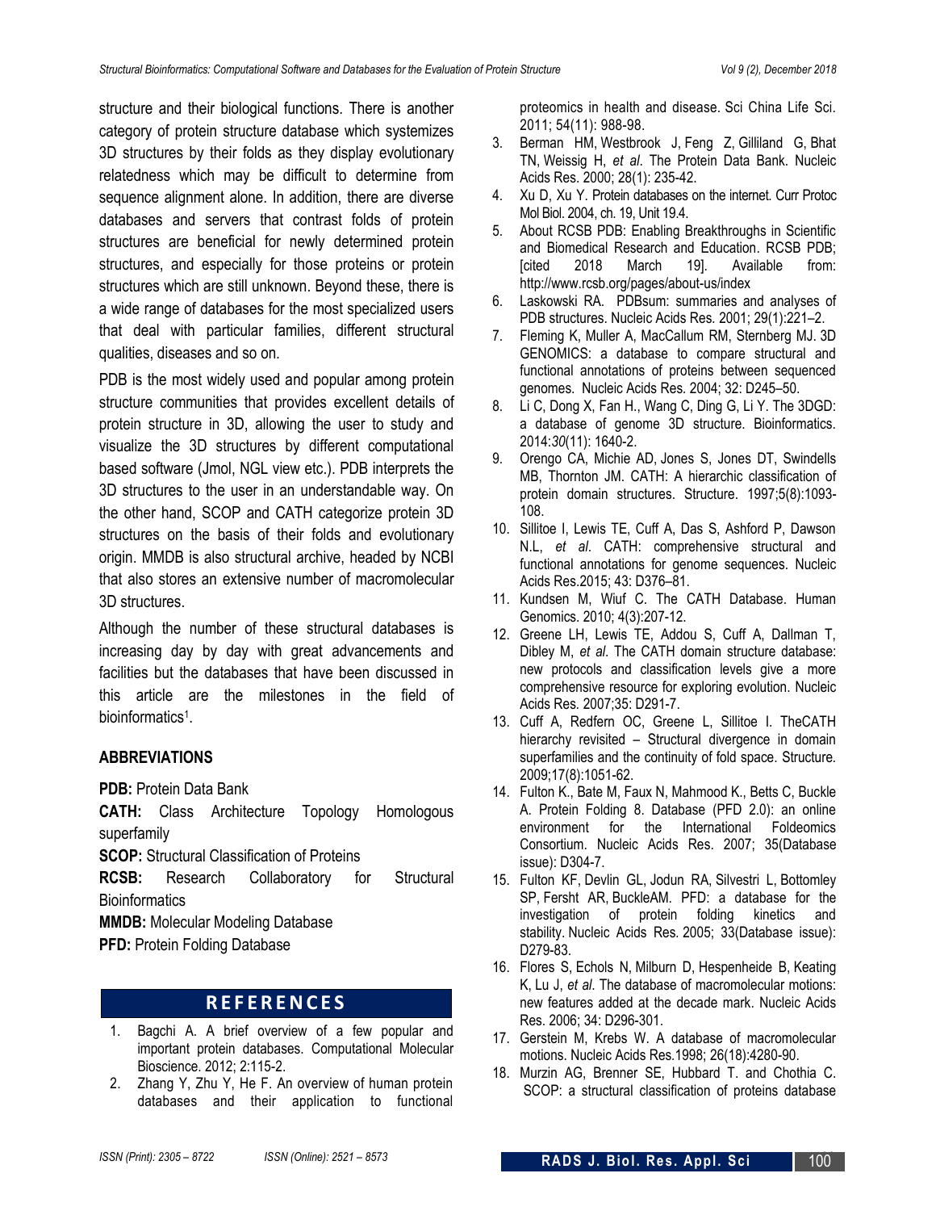structure and their biological functions. There is another category of protein structure database which systemizes 3D structures by their folds as they display evolutionary relatedness which may be difficult to determine from sequence alignment alone. In addition, there are diverse databases and servers that contrast folds of protein structures are beneficial for newly determined protein structures, and especially for those proteins or protein structures which are still unknown. Beyond these, there is a wide range of databases for the most specialized users that deal with particular families, different structural qualities, diseases and so on.

PDB is the most widely used and popular among protein structure communities that provides excellent details of protein structure in 3D, allowing the user to study and visualize the 3D structures by different computational based software (Jmol, NGL view etc.). PDB interprets the 3D structures to the user in an understandable way. On the other hand, SCOP and CATH categorize protein 3D structures on the basis of their folds and evolutionary origin. MMDB is also structural archive, headed by NCBI that also stores an extensive number of macromolecular 3D structures.

Although the number of these structural databases is increasing day by day with great advancements and facilities but the databases that have been discussed in this article are the milestones in the field of bioinformatics[1].

## ABBREVIATIONS

**PDB:** Protein Data Bank

**CATH:** Class Architecture Topology Homologous superfamily

**SCOP:** Structural Classification of Proteins

**RCSB:** Research Collaboratory for Structural Bioinformatics

**MMDB:** Molecular Modeling Database

**PFD:** Protein Folding Database

## REFERENCES

1. Bagchi A. A brief overview of a few popular and important protein databases. Computational Molecular Bioscience. 2012; 2:115-2.
2. Zhang Y, Zhu Y, He F. An overview of human protein databases and their application to functional proteomics in health and disease. Sci China Life Sci. 2011; 54(11): 988-98.
3. Berman HM, Westbrook J, Feng Z, Gilliland G, Bhat TN, Weissig H, *et al*. The Protein Data Bank. Nucleic Acids Res. 2000; 28(1): 235-42.
4. Xu D, Xu Y. Protein databases on the internet. Curr Protoc Mol Biol. 2004, ch. 19, Unit 19.4.
5. About RCSB PDB: Enabling Breakthroughs in Scientific and Biomedical Research and Education. RCSB PDB; [cited 2018 March 19]. Available from: http://www.rcsb.org/pages/about-us/index
6. Laskowski RA. PDBsum: summaries and analyses of PDB structures. Nucleic Acids Res. 2001; 29(1):221–2.
7. Fleming K, Muller A, MacCallum RM, Sternberg MJ. 3D GENOMICS: a database to compare structural and functional annotations of proteins between sequenced genomes. Nucleic Acids Res. 2004; 32: D245–50.
8. Li C, Dong X, Fan H., Wang C, Ding G, Li Y. The 3DGD: a database of genome 3D structure. Bioinformatics. 2014:*30*(11): 1640-2.
9. Orengo CA, Michie AD, Jones S, Jones DT, Swindells MB, Thornton JM. CATH: A hierarchic classification of protein domain structures. Structure. 1997;5(8):1093-108.
10. Sillitoe I, Lewis TE, Cuff A, Das S, Ashford P, Dawson N.L, *et al*. CATH: comprehensive structural and functional annotations for genome sequences. Nucleic Acids Res.2015; 43: D376–81.
11. Kundsen M, Wiuf C. The CATH Database. Human Genomics. 2010; 4(3):207-12.
12. Greene LH, Lewis TE, Addou S, Cuff A, Dallman T, Dibley M, *et al*. The CATH domain structure database: new protocols and classification levels give a more comprehensive resource for exploring evolution. Nucleic Acids Res. 2007;35: D291-7.
13. Cuff A, Redfern OC, Greene L, Sillitoe I. TheCATH hierarchy revisited – Structural divergence in domain superfamilies and the continuity of fold space. Structure. 2009;17(8):1051-62.
14. Fulton K., Bate M, Faux N, Mahmood K., Betts C, Buckle A. Protein Folding 8. Database (PFD 2.0): an online environment for the International Foldeomics Consortium. Nucleic Acids Res. 2007; 35(Database issue): D304-7.
15. Fulton KF, Devlin GL, Jodun RA, Silvestri L, Bottomley SP, Fersht AR, BuckleAM. PFD: a database for the investigation of protein folding kinetics and stability. Nucleic Acids Res. 2005; 33(Database issue): D279-83.
16. Flores S, Echols N, Milburn D, Hespenheide B, Keating K, Lu J, *et al*. The database of macromolecular motions: new features added at the decade mark. Nucleic Acids Res. 2006; 34: D296-301.
17. Gerstein M, Krebs W. A database of macromolecular motions. Nucleic Acids Res.1998; 26(18):4280-90.
18. Murzin AG, Brenner SE, Hubbard T. and Chothia C. SCOP: a structural classification of proteins database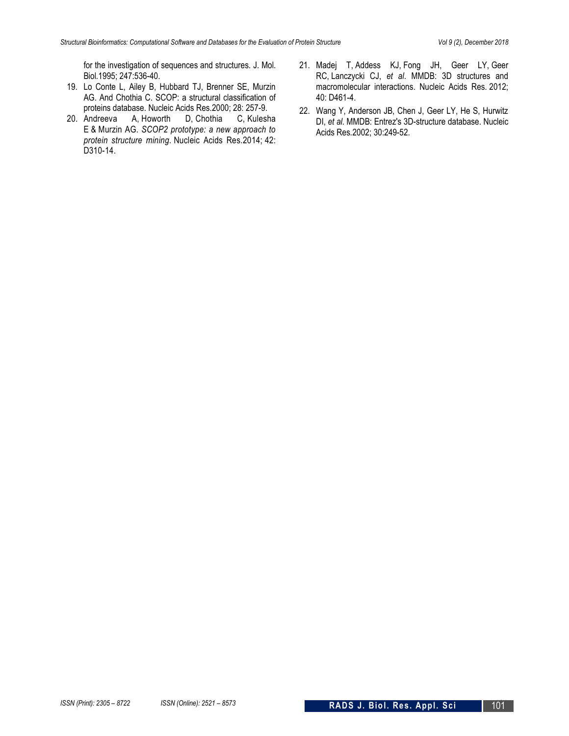for the investigation of sequences and structures. J. Mol. Biol.1995; 247:536-40.

19. Lo Conte L, Ailey B, Hubbard TJ, Brenner SE, Murzin AG. And Chothia C. SCOP: a structural classification of proteins database. Nucleic Acids Res.2000; 28: 257-9.
20. Andreeva A, Howorth D, Chothia C, Kulesha E & Murzin AG. *SCOP2 prototype: a new approach to protein structure mining*. Nucleic Acids Res.2014; 42: D310-14.
21. Madej T, Addess KJ, Fong JH, Geer LY, Geer RC, Lanczycki CJ, *et al*. MMDB: 3D structures and macromolecular interactions. Nucleic Acids Res. 2012; 40: D461-4.
22. Wang Y, Anderson JB, Chen J, Geer LY, He S, Hurwitz DI, *et al*. MMDB: Entrez's 3D-structure database. Nucleic Acids Res.2002; 30:249-52.